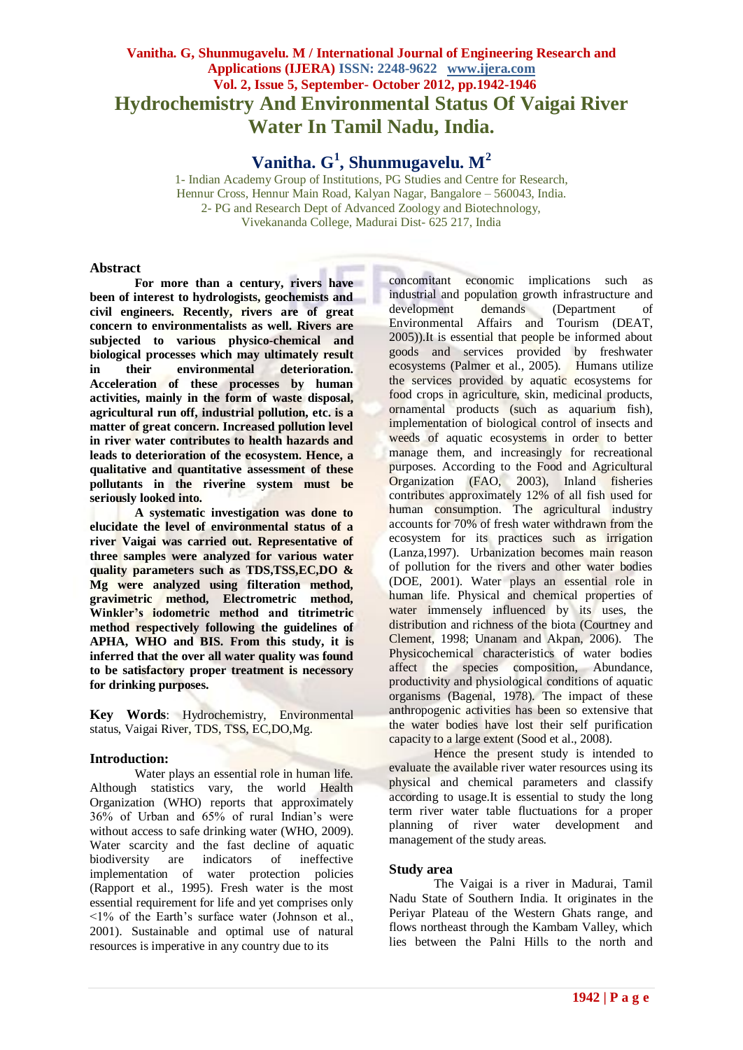# Hydrochemistry And Environmental Status Of Vaigai River Water In Tamil Nadu, India.

## Vanitha. G[1], Shunmugavelu. M[2]

1- Indian Academy Group of Institutions, PG Studies and Centre for Research, Hennur Cross, Hennur Main Road, Kalyan Nagar, Bangalore – 560043, India.
2- PG and Research Dept of Advanced Zoology and Biotechnology, Vivekananda College, Madurai Dist- 625 217, India

## Abstract

**For more than a century, rivers have been of interest to hydrologists, geochemists and civil engineers. Recently, rivers are of great concern to environmentalists as well. Rivers are subjected to various physico-chemical and biological processes which may ultimately result in their environmental deterioration. Acceleration of these processes by human activities, mainly in the form of waste disposal, agricultural run off, industrial pollution, etc. is a matter of great concern. Increased pollution level in river water contributes to health hazards and leads to deterioration of the ecosystem. Hence, a qualitative and quantitative assessment of these pollutants in the riverine system must be seriously looked into.**

**A systematic investigation was done to elucidate the level of environmental status of a river Vaigai was carried out. Representative of three samples were analyzed for various water quality parameters such as TDS,TSS,EC,DO & Mg were analyzed using filtration method, gravimetric method, Electrometric method, Winkler's iodometric method and titrimetric method respectively following the guidelines of APHA, WHO and BIS. From this study, it is inferred that the over all water quality was found to be satisfactory proper treatment is necessary for drinking purposes.**

**Key Words**: Hydrochemistry, Environmental status, Vaigai River, TDS, TSS, EC,DO,Mg.

## Introduction:

Water plays an essential role in human life. Although statistics vary, the world Health Organization (WHO) reports that approximately 36% of Urban and 65% of rural Indian's were without access to safe drinking water (WHO, 2009). Water scarcity and the fast decline of aquatic biodiversity are indicators of ineffective implementation of water protection policies (Rapport et al., 1995). Fresh water is the most essential requirement for life and yet comprises only <1% of the Earth's surface water (Johnson et al., 2001). Sustainable and optimal use of natural resources is imperative in any country due to its concomitant economic implications such as industrial and population growth infrastructure and development demands (Department of Environmental Affairs and Tourism (DEAT, 2005)).It is essential that people be informed about goods and services provided by freshwater ecosystems (Palmer et al., 2005). Humans utilize the services provided by aquatic ecosystems for food crops in agriculture, skin, medicinal products, ornamental products (such as aquarium fish), implementation of biological control of insects and weeds of aquatic ecosystems in order to better manage them, and increasingly for recreational purposes. According to the Food and Agricultural Organization (FAO, 2003), Inland fisheries contributes approximately 12% of all fish used for human consumption. The agricultural industry accounts for 70% of fresh water withdrawn from the ecosystem for its practices such as irrigation (Lanza,1997). Urbanization becomes main reason of pollution for the rivers and other water bodies (DOE, 2001). Water plays an essential role in human life. Physical and chemical properties of water immensely influenced by its uses, the distribution and richness of the biota (Courtney and Clement, 1998; Unanam and Akpan, 2006). The Physicochemical characteristics of water bodies affect the species composition, Abundance, productivity and physiological conditions of aquatic organisms (Bagenal, 1978). The impact of these anthropogenic activities has been so extensive that the water bodies have lost their self purification capacity to a large extent (Sood et al., 2008).

Hence the present study is intended to evaluate the available river water resources using its physical and chemical parameters and classify according to usage.It is essential to study the long term river water table fluctuations for a proper planning of river water development and management of the study areas.

## Study area

The Vaigai is a river in Madurai, Tamil Nadu State of Southern India. It originates in the Periyar Plateau of the Western Ghats range, and flows northeast through the Kambam Valley, which lies between the Palni Hills to the north and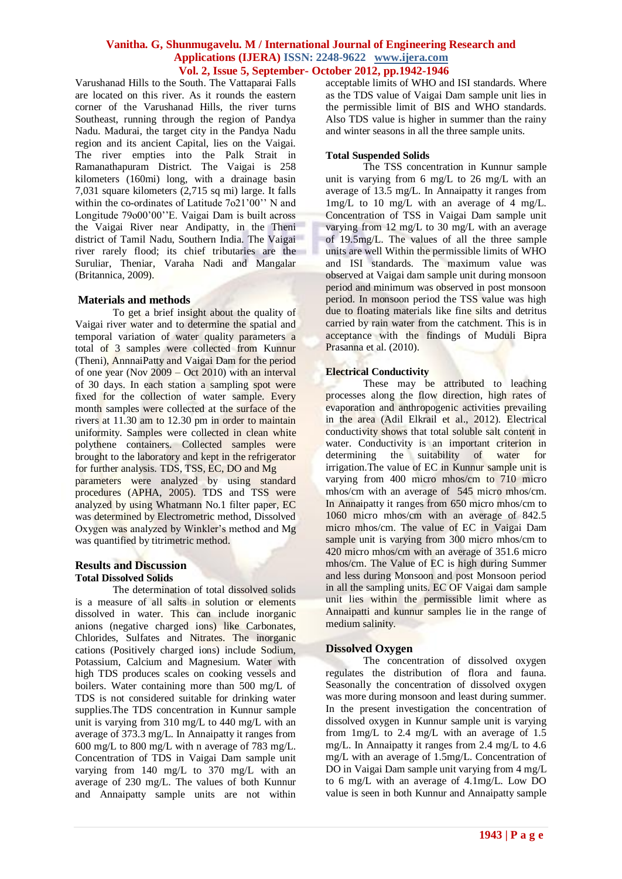Varushanad Hills to the South. The Vattaparai Falls are located on this river. As it rounds the eastern corner of the Varushanad Hills, the river turns Southeast, running through the region of Pandya Nadu. Madurai, the target city in the Pandya Nadu region and its ancient Capital, lies on the Vaigai. The river empties into the Palk Strait in Ramanathapuram District. The Vaigai is 258 kilometers (160mi) long, with a drainage basin 7,031 square kilometers (2,715 sq mi) large. It falls within the co-ordinates of Latitude 7o21'00'' N and Longitude 79o00'00''E. Vaigai Dam is built across the Vaigai River near Andipatty, in the Theni district of Tamil Nadu, Southern India. The Vaigai river rarely flood; its chief tributaries are the Suruliar, Theniar, Varaha Nadi and Mangalar (Britannica, 2009).

## Materials and methods

To get a brief insight about the quality of Vaigai river water and to determine the spatial and temporal variation of water quality parameters a total of 3 samples were collected from Kunnur (Theni), AnnnaiPatty and Vaigai Dam for the period of one year (Nov 2009 – Oct 2010) with an interval of 30 days. In each station a sampling spot were fixed for the collection of water sample. Every month samples were collected at the surface of the rivers at 11.30 am to 12.30 pm in order to maintain uniformity. Samples were collected in clean white polythene containers. Collected samples were brought to the laboratory and kept in the refrigerator for further analysis. TDS, TSS, EC, DO and Mg parameters were analyzed by using standard procedures (APHA, 2005). TDS and TSS were analyzed by using Whatmann No.1 filter paper, EC was determined by Electrometric method, Dissolved Oxygen was analyzed by Winkler's method and Mg was quantified by titrimetric method.

## Results and Discussion

### Total Dissolved Solids

The determination of total dissolved solids is a measure of all salts in solution or elements dissolved in water. This can include inorganic anions (negative charged ions) like Carbonates, Chlorides, Sulfates and Nitrates. The inorganic cations (Positively charged ions) include Sodium, Potassium, Calcium and Magnesium. Water with high TDS produces scales on cooking vessels and boilers. Water containing more than 500 mg/L of TDS is not considered suitable for drinking water supplies.The TDS concentration in Kunnur sample unit is varying from 310 mg/L to 440 mg/L with an average of 373.3 mg/L. In Annaipatty it ranges from 600 mg/L to 800 mg/L with n average of 783 mg/L. Concentration of TDS in Vaigai Dam sample unit varying from 140 mg/L to 370 mg/L with an average of 230 mg/L. The values of both Kunnur and Annaipatty sample units are not within acceptable limits of WHO and ISI standards. Where as the TDS value of Vaigai Dam sample unit lies in the permissible limit of BIS and WHO standards. Also TDS value is higher in summer than the rainy and winter seasons in all the three sample units.

### Total Suspended Solids

The TSS concentration in Kunnur sample unit is varying from 6 mg/L to 26 mg/L with an average of 13.5 mg/L. In Annaipatty it ranges from 1mg/L to 10 mg/L with an average of 4 mg/L. Concentration of TSS in Vaigai Dam sample unit varying from 12 mg/L to 30 mg/L with an average of 19.5mg/L. The values of all the three sample units are well Within the permissible limits of WHO and ISI standards. The maximum value was observed at Vaigai dam sample unit during monsoon period and minimum was observed in post monsoon period. In monsoon period the TSS value was high due to floating materials like fine silts and detritus carried by rain water from the catchment. This is in acceptance with the findings of Muduli Bipra Prasanna et al. (2010).

### Electrical Conductivity

These may be attributed to leaching processes along the flow direction, high rates of evaporation and anthropogenic activities prevailing in the area (Adil Elkrail et al., 2012). Electrical conductivity shows that total soluble salt content in water. Conductivity is an important criterion in determining the suitability of water for irrigation.The value of EC in Kunnur sample unit is varying from 400 micro mhos/cm to 710 micro mhos/cm with an average of 545 micro mhos/cm. In Annaipatty it ranges from 650 micro mhos/cm to 1060 micro mhos/cm with an average of 842.5 micro mhos/cm. The value of EC in Vaigai Dam sample unit is varying from 300 micro mhos/cm to 420 micro mhos/cm with an average of 351.6 micro mhos/cm. The Value of EC is high during Summer and less during Monsoon and post Monsoon period in all the sampling units. EC OF Vaigai dam sample unit lies within the permissible limit where as Annaipatti and kunnur samples lie in the range of medium salinity.

### Dissolved Oxygen

The concentration of dissolved oxygen regulates the distribution of flora and fauna. Seasonally the concentration of dissolved oxygen was more during monsoon and least during summer. In the present investigation the concentration of dissolved oxygen in Kunnur sample unit is varying from 1mg/L to 2.4 mg/L with an average of 1.5 mg/L. In Annaipatty it ranges from 2.4 mg/L to 4.6 mg/L with an average of 1.5mg/L. Concentration of DO in Vaigai Dam sample unit varying from 4 mg/L to 6 mg/L with an average of 4.1mg/L. Low DO value is seen in both Kunnur and Annaipatty sample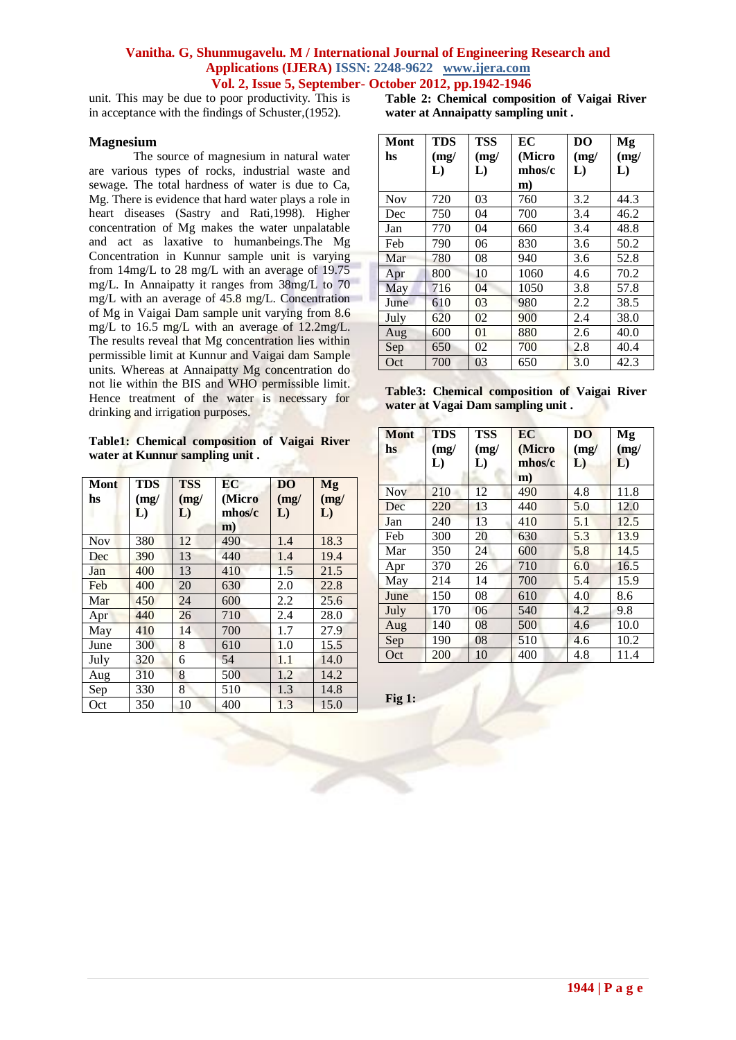unit. This may be due to poor productivity. This is in acceptance with the findings of Schuster,(1952).

### Magnesium

The source of magnesium in natural water are various types of rocks, industrial waste and sewage. The total hardness of water is due to Ca, Mg. There is evidence that hard water plays a role in heart diseases (Sastry and Rati,1998). Higher concentration of Mg makes the water unpalatable and act as laxative to humanbeings.The Mg Concentration in Kunnur sample unit is varying from 14mg/L to 28 mg/L with an average of 19.75 mg/L. In Annaipatty it ranges from 38mg/L to 70 mg/L with an average of 45.8 mg/L. Concentration of Mg in Vaigai Dam sample unit varying from 8.6 mg/L to 16.5 mg/L with an average of 12.2mg/L. The results reveal that Mg concentration lies within permissible limit at Kunnur and Vaigai dam Sample units. Whereas at Annaipatty Mg concentration do not lie within the BIS and WHO permissible limit. Hence treatment of the water is necessary for drinking and irrigation purposes.

**Table1: Chemical composition of Vaigai River water at Kunnur sampling unit .**

| Months | TDS (mg/L) | TSS (mg/L) | EC (Micro mhos/cm) | DO (mg/L) | Mg (mg/L) |
|---|---|---|---|---|---|
| Nov | 380 | 12 | 490 | 1.4 | 18.3 |
| Dec | 390 | 13 | 440 | 1.4 | 19.4 |
| Jan | 400 | 13 | 410 | 1.5 | 21.5 |
| Feb | 400 | 20 | 630 | 2.0 | 22.8 |
| Mar | 450 | 24 | 600 | 2.2 | 25.6 |
| Apr | 440 | 26 | 710 | 2.4 | 28.0 |
| May | 410 | 14 | 700 | 1.7 | 27.9 |
| June | 300 | 8 | 610 | 1.0 | 15.5 |
| July | 320 | 6 | 54 | 1.1 | 14.0 |
| Aug | 310 | 8 | 500 | 1.2 | 14.2 |
| Sep | 330 | 8 | 510 | 1.3 | 14.8 |
| Oct | 350 | 10 | 400 | 1.3 | 15.0 |

**Table 2: Chemical composition of Vaigai River water at Annaipatty sampling unit .**

| Months | TDS (mg/L) | TSS (mg/L) | EC (Micro mhos/cm) | DO (mg/L) | Mg (mg/L) |
|---|---|---|---|---|---|
| Nov | 720 | 03 | 760 | 3.2 | 44.3 |
| Dec | 750 | 04 | 700 | 3.4 | 46.2 |
| Jan | 770 | 04 | 660 | 3.4 | 48.8 |
| Feb | 790 | 06 | 830 | 3.6 | 50.2 |
| Mar | 780 | 08 | 940 | 3.6 | 52.8 |
| Apr | 800 | 10 | 1060 | 4.6 | 70.2 |
| May | 716 | 04 | 1050 | 3.8 | 57.8 |
| June | 610 | 03 | 980 | 2.2 | 38.5 |
| July | 620 | 02 | 900 | 2.4 | 38.0 |
| Aug | 600 | 01 | 880 | 2.6 | 40.0 |
| Sep | 650 | 02 | 700 | 2.8 | 40.4 |
| Oct | 700 | 03 | 650 | 3.0 | 42.3 |

**Table3: Chemical composition of Vaigai River water at Vagai Dam sampling unit .**

| Months | TDS (mg/L) | TSS (mg/L) | EC (Micro mhos/cm) | DO (mg/L) | Mg (mg/L) |
|---|---|---|---|---|---|
| Nov | 210 | 12 | 490 | 4.8 | 11.8 |
| Dec | 220 | 13 | 440 | 5.0 | 12.0 |
| Jan | 240 | 13 | 410 | 5.1 | 12.5 |
| Feb | 300 | 20 | 630 | 5.3 | 13.9 |
| Mar | 350 | 24 | 600 | 5.8 | 14.5 |
| Apr | 370 | 26 | 710 | 6.0 | 16.5 |
| May | 214 | 14 | 700 | 5.4 | 15.9 |
| June | 150 | 08 | 610 | 4.0 | 8.6 |
| July | 170 | 06 | 540 | 4.2 | 9.8 |
| Aug | 140 | 08 | 500 | 4.6 | 10.0 |
| Sep | 190 | 08 | 510 | 4.6 | 10.2 |
| Oct | 200 | 10 | 400 | 4.8 | 11.4 |

**Fig 1:**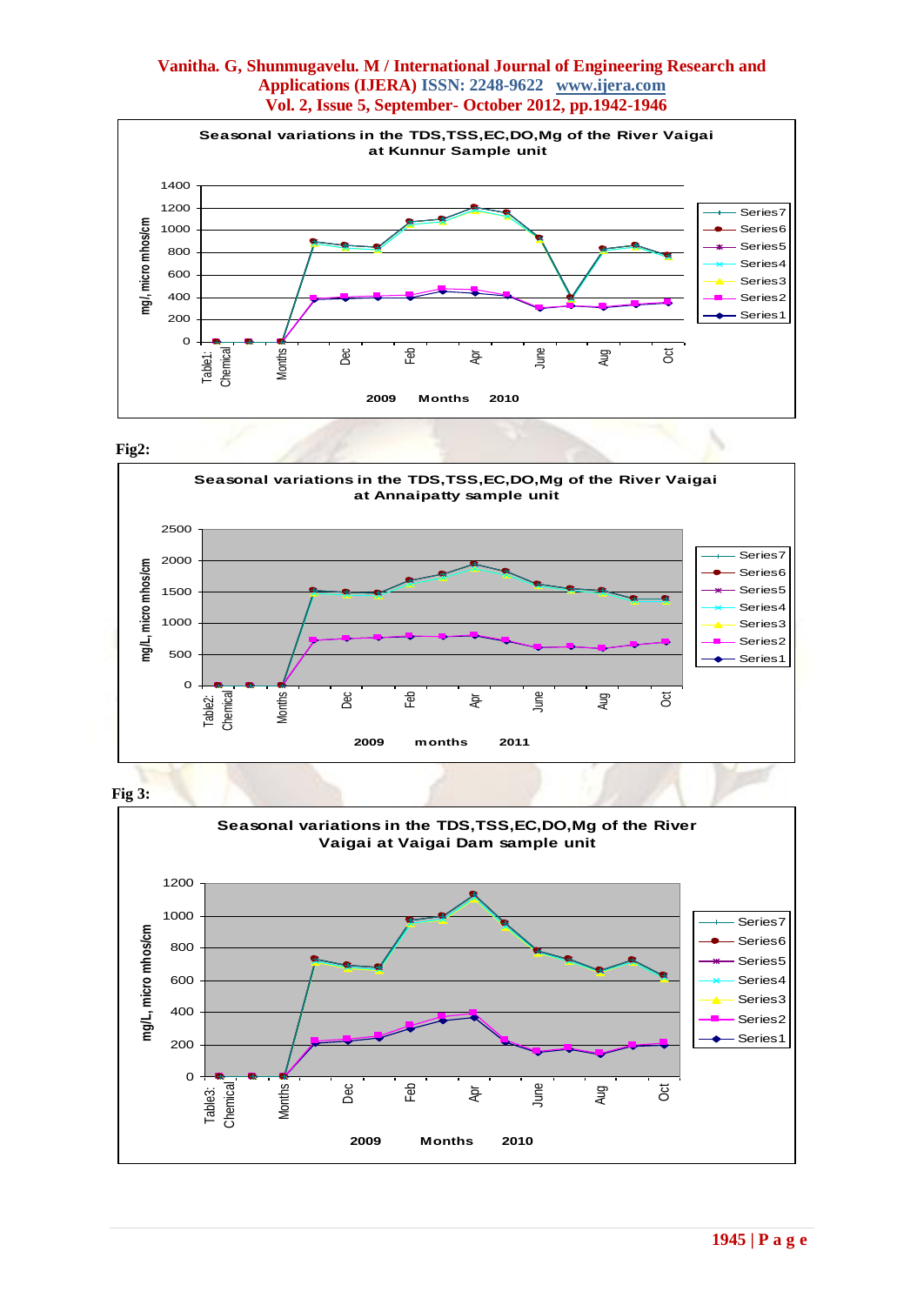Seasonal variations in the TDS,TSS,EC,DO,Mg of the River Vaigai at Kunnur Sample unit

Fig2:

Seasonal variations in the TDS,TSS,EC,DO,Mg of the River Vaigai at Annaipatty sample unit

Fig 3:

Seasonal variations in the TDS,TSS,EC,DO,Mg of the River Vaigai at Vaigai Dam sample unit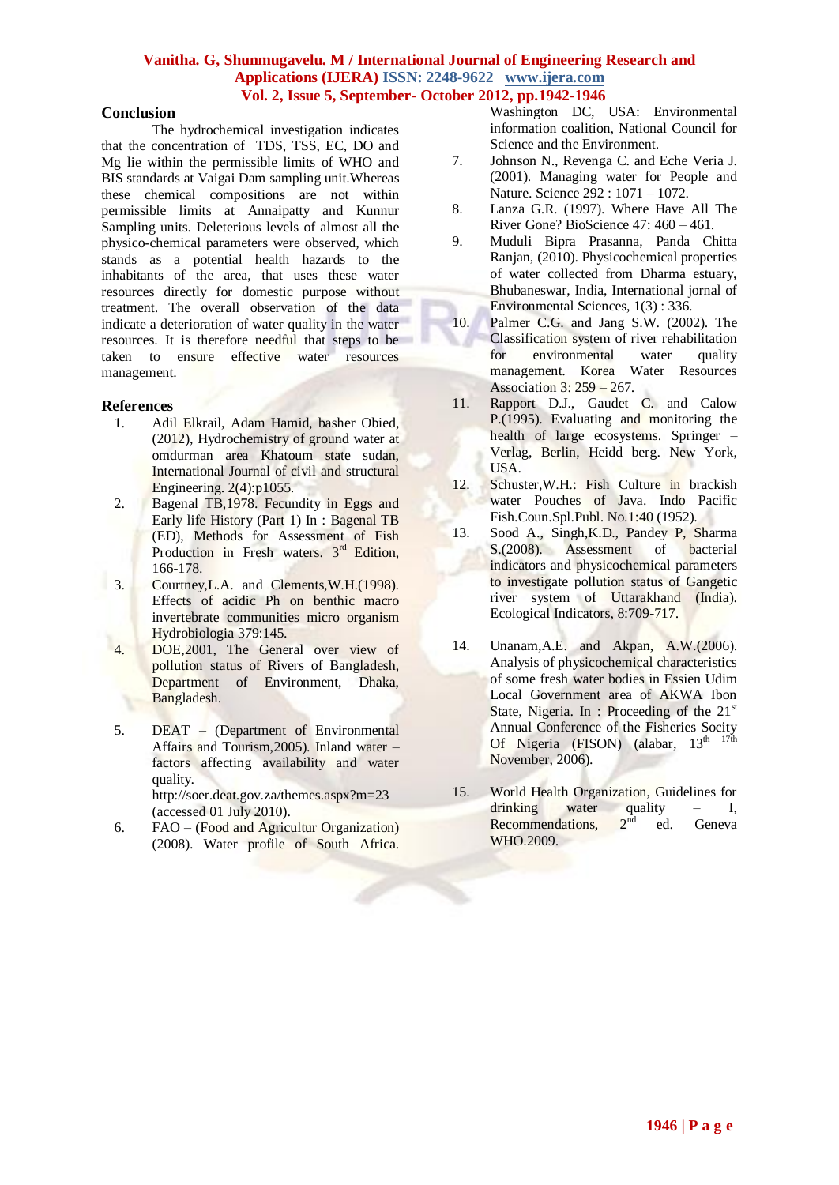## Conclusion

The hydrochemical investigation indicates that the concentration of TDS, TSS, EC, DO and Mg lie within the permissible limits of WHO and BIS standards at Vaigai Dam sampling unit.Whereas these chemical compositions are not within permissible limits at Annaipatty and Kunnur Sampling units. Deleterious levels of almost all the physico-chemical parameters were observed, which stands as a potential health hazards to the inhabitants of the area, that uses these water resources directly for domestic purpose without treatment. The overall observation of the data indicate a deterioration of water quality in the water resources. It is therefore needful that steps to be taken to ensure effective water resources management.

## References

1. Adil Elkrail, Adam Hamid, basher Obied, (2012), Hydrochemistry of ground water at omdurman area Khatoum state sudan, International Journal of civil and structural Engineering. 2(4):p1055.
2. Bagenal TB,1978. Fecundity in Eggs and Early life History (Part 1) In : Bagenal TB (ED), Methods for Assessment of Fish Production in Fresh waters. 3rd Edition, 166-178.
3. Courtney,L.A. and Clements,W.H.(1998). Effects of acidic Ph on benthic macro invertebrate communities micro organism Hydrobiologia 379:145.
4. DOE,2001, The General over view of pollution status of Rivers of Bangladesh, Department of Environment, Dhaka, Bangladesh.
5. DEAT – (Department of Environmental Affairs and Tourism,2005). Inland water – factors affecting availability and water quality. http://soer.deat.gov.za/themes.aspx?m=23 (accessed 01 July 2010).
6. FAO – (Food and Agricultur Organization) (2008). Water profile of South Africa. Washington DC, USA: Environmental information coalition, National Council for Science and the Environment.
7. Johnson N., Revenga C. and Eche Veria J. (2001). Managing water for People and Nature. Science 292 : 1071 – 1072.
8. Lanza G.R. (1997). Where Have All The River Gone? BioScience 47: 460 – 461.
9. Muduli Bipra Prasanna, Panda Chitta Ranjan, (2010). Physicochemical properties of water collected from Dharma estuary, Bhubaneswar, India, International jornal of Environmental Sciences, 1(3) : 336.
10. Palmer C.G. and Jang S.W. (2002). The Classification system of river rehabilitation for environmental water quality management. Korea Water Resources Association 3: 259 – 267.
11. Rapport D.J., Gaudet C. and Calow P.(1995). Evaluating and monitoring the health of large ecosystems. Springer – Verlag, Berlin, Heidd berg. New York, USA.
12. Schuster,W.H.: Fish Culture in brackish water Pouches of Java. Indo Pacific Fish.Coun.Spl.Publ. No.1:40 (1952).
13. Sood A., Singh,K.D., Pandey P, Sharma S.(2008). Assessment of bacterial indicators and physicochemical parameters to investigate pollution status of Gangetic river system of Uttarakhand (India). Ecological Indicators, 8:709-717.
14. Unanam,A.E. and Akpan, A.W.(2006). Analysis of physicochemical characteristics of some fresh water bodies in Essien Udim Local Government area of AKWA Ibon State, Nigeria. In : Proceeding of the 21st Annual Conference of the Fisheries Socity Of Nigeria (FISON) (alabar, 13th 17th November, 2006).
15. World Health Organization, Guidelines for drinking water quality – I, Recommendations, 2nd ed. Geneva WHO.2009.